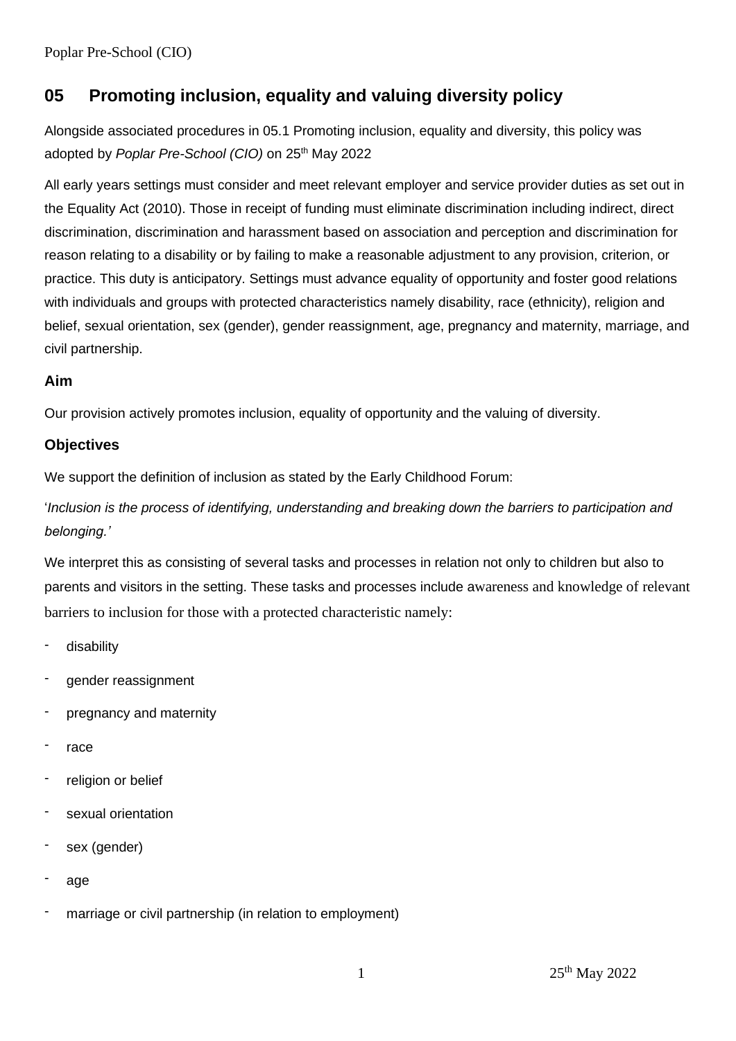## 05 Promoting inclusion, equality and valuing diversity policy

Alongside associated procedures in 05.1 Promoting inclusion, equality and diversity, this policy was adopted by *Poplar Pre-School (CIO)* on 25th May 2022

All early years settings must consider and meet relevant employer and service provider duties as set out in the Equality Act (2010). Those in receipt of funding must eliminate discrimination including indirect, direct discrimination, discrimination and harassment based on association and perception and discrimination for reason relating to a disability or by failing to make a reasonable adjustment to any provision, criterion, or practice. This duty is anticipatory. Settings must advance equality of opportunity and foster good relations with individuals and groups with protected characteristics namely disability, race (ethnicity), religion and belief, sexual orientation, sex (gender), gender reassignment, age, pregnancy and maternity, marriage, and civil partnership.

### Aim

Our provision actively promotes inclusion, equality of opportunity and the valuing of diversity.

### Objectives

We support the definition of inclusion as stated by the Early Childhood Forum:

'*Inclusion is the process of identifying, understanding and breaking down the barriers to participation and belonging.'*

We interpret this as consisting of several tasks and processes in relation not only to children but also to parents and visitors in the setting. These tasks and processes include awareness and knowledge of relevant barriers to inclusion for those with a protected characteristic namely:

- disability
- gender reassignment
- pregnancy and maternity
- race
- religion or belief
- sexual orientation
- sex (gender)
- age
- marriage or civil partnership (in relation to employment)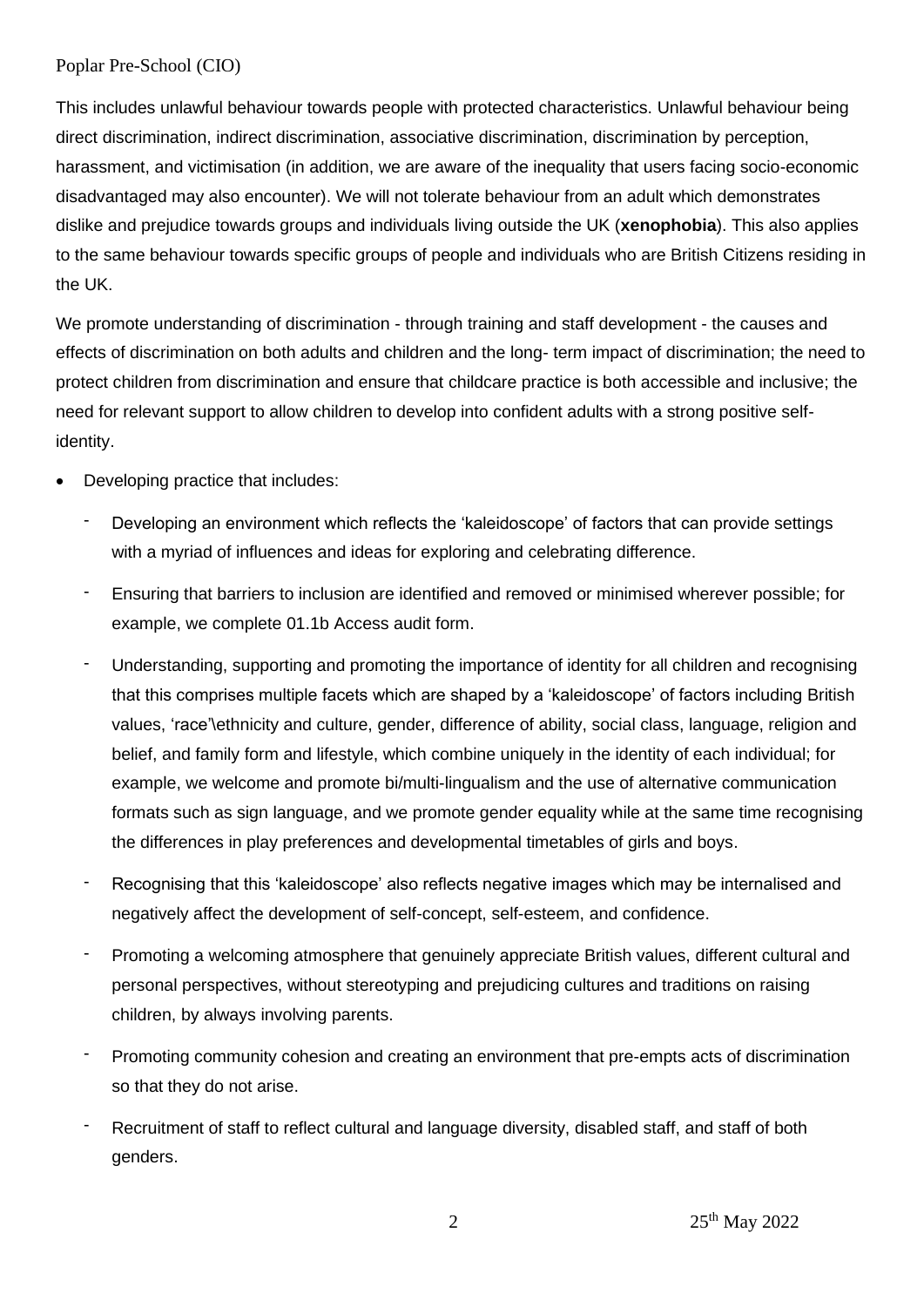This includes unlawful behaviour towards people with protected characteristics. Unlawful behaviour being direct discrimination, indirect discrimination, associative discrimination, discrimination by perception, harassment, and victimisation (in addition, we are aware of the inequality that users facing socio-economic disadvantaged may also encounter). We will not tolerate behaviour from an adult which demonstrates dislike and prejudice towards groups and individuals living outside the UK (**xenophobia**). This also applies to the same behaviour towards specific groups of people and individuals who are British Citizens residing in the UK.

We promote understanding of discrimination - through training and staff development - the causes and effects of discrimination on both adults and children and the long- term impact of discrimination; the need to protect children from discrimination and ensure that childcare practice is both accessible and inclusive; the need for relevant support to allow children to develop into confident adults with a strong positive self-identity.

- Developing practice that includes:
  - Developing an environment which reflects the 'kaleidoscope' of factors that can provide settings with a myriad of influences and ideas for exploring and celebrating difference.
  - Ensuring that barriers to inclusion are identified and removed or minimised wherever possible; for example, we complete 01.1b Access audit form.
  - Understanding, supporting and promoting the importance of identity for all children and recognising that this comprises multiple facets which are shaped by a 'kaleidoscope' of factors including British values, 'race'\ethnicity and culture, gender, difference of ability, social class, language, religion and belief, and family form and lifestyle, which combine uniquely in the identity of each individual; for example, we welcome and promote bi/multi-lingualism and the use of alternative communication formats such as sign language, and we promote gender equality while at the same time recognising the differences in play preferences and developmental timetables of girls and boys.
  - Recognising that this 'kaleidoscope' also reflects negative images which may be internalised and negatively affect the development of self-concept, self-esteem, and confidence.
  - Promoting a welcoming atmosphere that genuinely appreciate British values, different cultural and personal perspectives, without stereotyping and prejudicing cultures and traditions on raising children, by always involving parents.
  - Promoting community cohesion and creating an environment that pre-empts acts of discrimination so that they do not arise.
  - Recruitment of staff to reflect cultural and language diversity, disabled staff, and staff of both genders.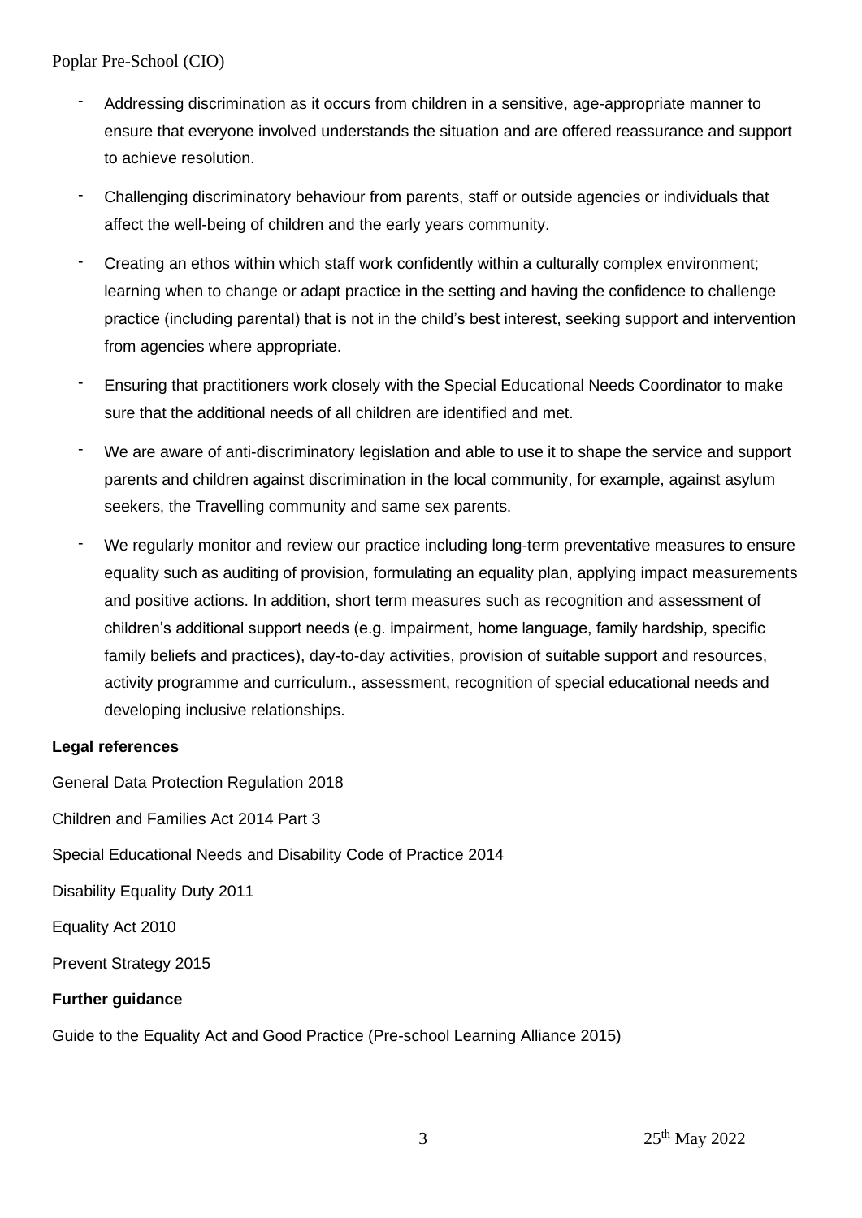- Addressing discrimination as it occurs from children in a sensitive, age-appropriate manner to ensure that everyone involved understands the situation and are offered reassurance and support to achieve resolution.
- Challenging discriminatory behaviour from parents, staff or outside agencies or individuals that affect the well-being of children and the early years community.
- Creating an ethos within which staff work confidently within a culturally complex environment; learning when to change or adapt practice in the setting and having the confidence to challenge practice (including parental) that is not in the child's best interest, seeking support and intervention from agencies where appropriate.
- Ensuring that practitioners work closely with the Special Educational Needs Coordinator to make sure that the additional needs of all children are identified and met.
- We are aware of anti-discriminatory legislation and able to use it to shape the service and support parents and children against discrimination in the local community, for example, against asylum seekers, the Travelling community and same sex parents.
- We regularly monitor and review our practice including long-term preventative measures to ensure equality such as auditing of provision, formulating an equality plan, applying impact measurements and positive actions. In addition, short term measures such as recognition and assessment of children's additional support needs (e.g. impairment, home language, family hardship, specific family beliefs and practices), day-to-day activities, provision of suitable support and resources, activity programme and curriculum., assessment, recognition of special educational needs and developing inclusive relationships.

**Legal references**

General Data Protection Regulation 2018

Children and Families Act 2014 Part 3

Special Educational Needs and Disability Code of Practice 2014

Disability Equality Duty 2011

Equality Act 2010

Prevent Strategy 2015

**Further guidance**

Guide to the Equality Act and Good Practice (Pre-school Learning Alliance 2015)